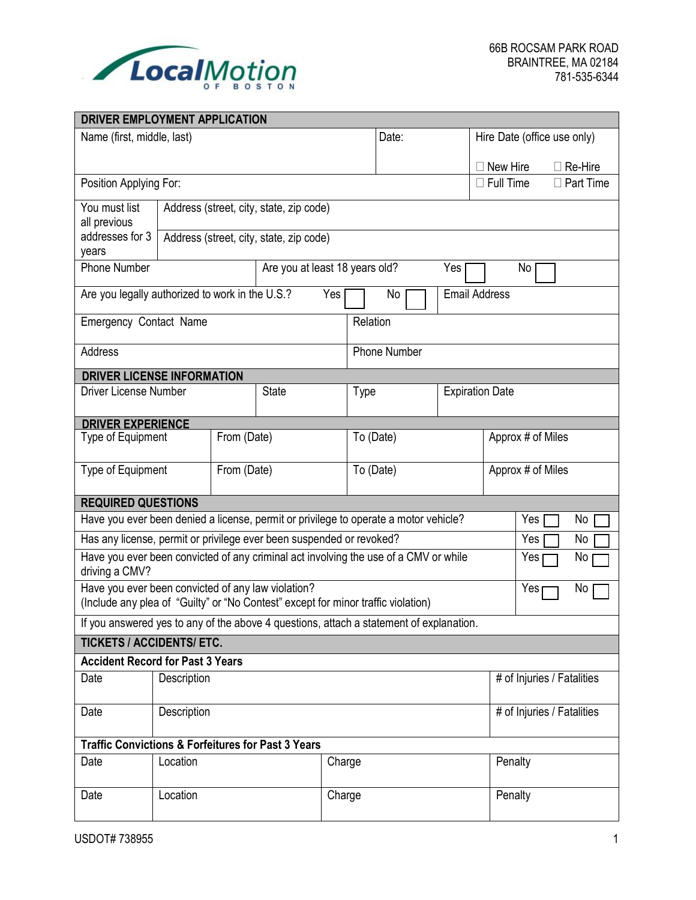LocalMotion OF BOSTON

66B ROCSAM PARK ROAD
BRAINTREE, MA 02184
781-535-6344

## DRIVER EMPLOYMENT APPLICATION

| Name (first, middle, last) | Date: | Hire Date (office use only)<br>☐ New Hire ☐ Re-Hire |
|---|---|---|
| Position Applying For: | | ☐ Full Time ☐ Part Time |

| You must list all previous addresses for 3 years | Address (street, city, state, zip code) |
|---|---|
| | Address (street, city, state, zip code) |

| Phone Number | Are you at least 18 years old? Yes ☐ No ☐ |
|---|---|
| Are you legally authorized to work in the U.S.? Yes ☐ No ☐ | Email Address |

| Emergency Contact Name | Relation |
|---|---|
| Address | Phone Number |

## DRIVER LICENSE INFORMATION

| Driver License Number | State | Type | Expiration Date |
|---|---|---|---|
| | | | |

## DRIVER EXPERIENCE

| Type of Equipment | From (Date) | To (Date) | Approx # of Miles |
|---|---|---|---|
| Type of Equipment | From (Date) | To (Date) | Approx # of Miles |

## REQUIRED QUESTIONS

| Question | Yes | No |
|---|---|---|
| Have you ever been denied a license, permit or privilege to operate a motor vehicle? | Yes ☐ | No ☐ |
| Has any license, permit or privilege ever been suspended or revoked? | Yes ☐ | No ☐ |
| Have you ever been convicted of any criminal act involving the use of a CMV or while driving a CMV? | Yes ☐ | No ☐ |
| Have you ever been convicted of any law violation?<br>(Include any plea of "Guilty" or "No Contest" except for minor traffic violation) | Yes ☐ | No ☐ |

If you answered yes to any of the above 4 questions, attach a statement of explanation.

## TICKETS / ACCIDENTS/ ETC.

**Accident Record for Past 3 Years**

| Date | Description | # of Injuries / Fatalities |
|---|---|---|
| Date | Description | # of Injuries / Fatalities |

**Traffic Convictions & Forfeitures for Past 3 Years**

| Date | Location | Charge | Penalty |
|---|---|---|---|
| Date | Location | Charge | Penalty |

USDOT# 738955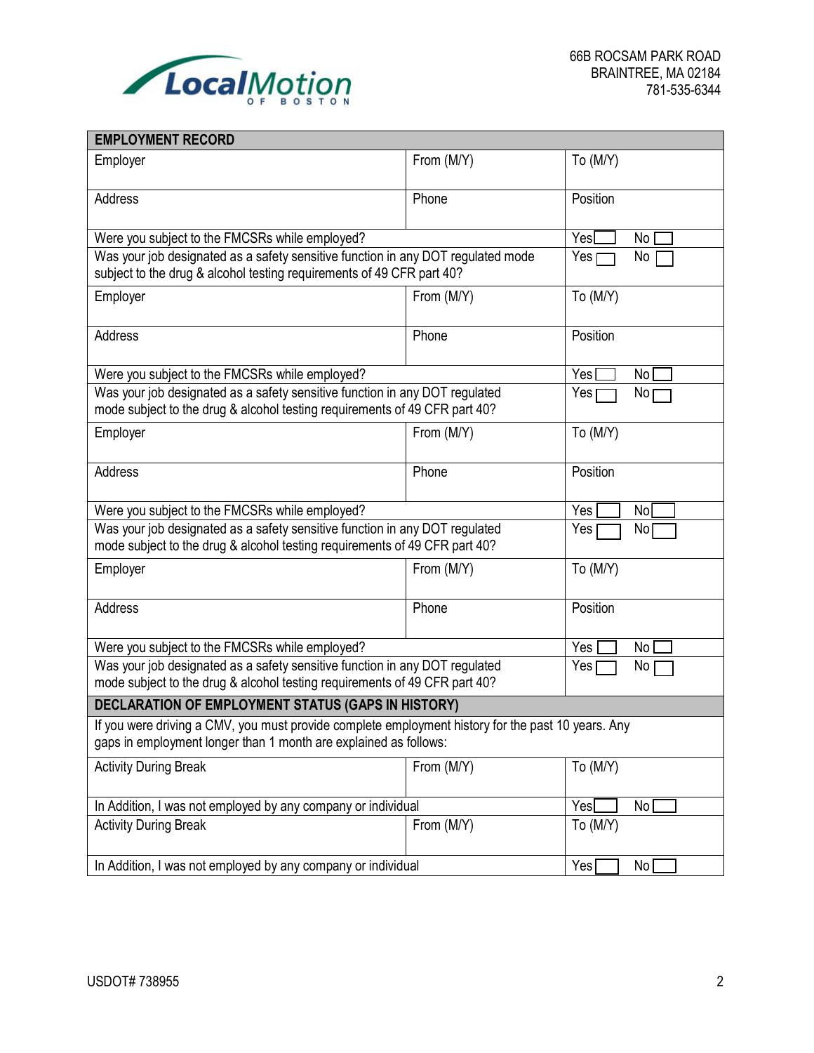66B ROCSAM PARK ROAD
BRAINTREE, MA 02184
781-535-6344

| EMPLOYMENT RECORD | | |
|---|---|---|
| Employer | From (M/Y) | To (M/Y) |
| Address | Phone | Position |
| Were you subject to the FMCSRs while employed? | | Yes ☐ No ☐ |
| Was your job designated as a safety sensitive function in any DOT regulated mode subject to the drug & alcohol testing requirements of 49 CFR part 40? | | Yes ☐ No ☐ |
| Employer | From (M/Y) | To (M/Y) |
| Address | Phone | Position |
| Were you subject to the FMCSRs while employed? | | Yes ☐ No ☐ |
| Was your job designated as a safety sensitive function in any DOT regulated mode subject to the drug & alcohol testing requirements of 49 CFR part 40? | | Yes ☐ No ☐ |
| Employer | From (M/Y) | To (M/Y) |
| Address | Phone | Position |
| Were you subject to the FMCSRs while employed? | | Yes ☐ No ☐ |
| Was your job designated as a safety sensitive function in any DOT regulated mode subject to the drug & alcohol testing requirements of 49 CFR part 40? | | Yes ☐ No ☐ |
| Employer | From (M/Y) | To (M/Y) |
| Address | Phone | Position |
| Were you subject to the FMCSRs while employed? | | Yes ☐ No ☐ |
| Was your job designated as a safety sensitive function in any DOT regulated mode subject to the drug & alcohol testing requirements of 49 CFR part 40? | | Yes ☐ No ☐ |

| DECLARATION OF EMPLOYMENT STATUS (GAPS IN HISTORY) | | |
|---|---|---|
| If you were driving a CMV, you must provide complete employment history for the past 10 years. Any gaps in employment longer than 1 month are explained as follows: | | |
| Activity During Break | From (M/Y) | To (M/Y) |
| In Addition, I was not employed by any company or individual | | Yes ☐ No ☐ |
| Activity During Break | From (M/Y) | To (M/Y) |
| In Addition, I was not employed by any company or individual | | Yes ☐ No ☐ |

USDOT# 738955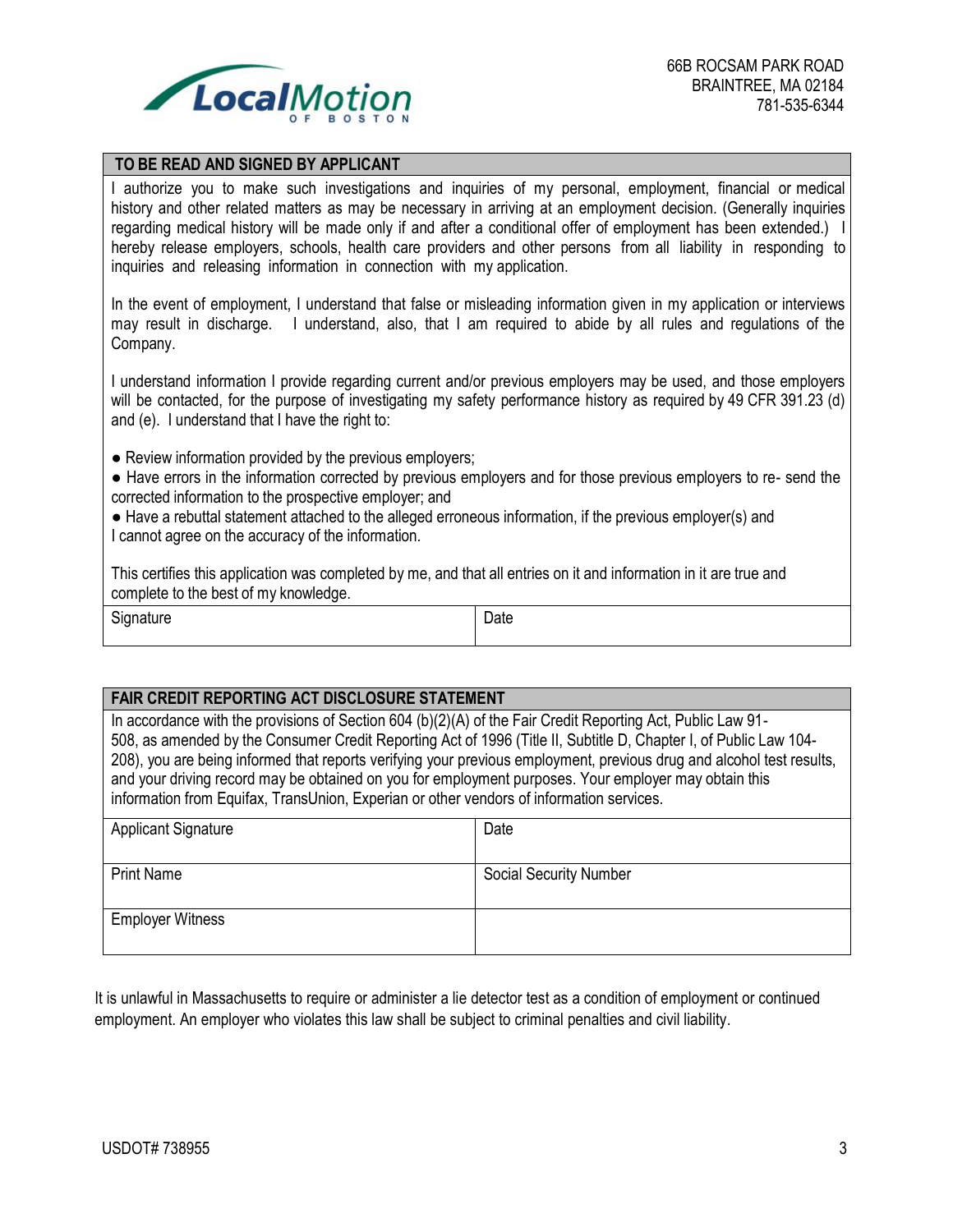66B ROCSAM PARK ROAD
BRAINTREE, MA 02184
781-535-6344

| TO BE READ AND SIGNED BY APPLICANT | |
|---|---|
| I authorize you to make such investigations and inquiries of my personal, employment, financial or medical history and other related matters as may be necessary in arriving at an employment decision. (Generally inquiries regarding medical history will be made only if and after a conditional offer of employment has been extended.) I hereby release employers, schools, health care providers and other persons from all liability in responding to inquiries and releasing information in connection with my application.<br><br>In the event of employment, I understand that false or misleading information given in my application or interviews may result in discharge. I understand, also, that I am required to abide by all rules and regulations of the Company.<br><br>I understand information I provide regarding current and/or previous employers may be used, and those employers will be contacted, for the purpose of investigating my safety performance history as required by 49 CFR 391.23 (d) and (e). I understand that I have the right to:<br><br>● Review information provided by the previous employers;<br>● Have errors in the information corrected by previous employers and for those previous employers to re- send the corrected information to the prospective employer; and<br>● Have a rebuttal statement attached to the alleged erroneous information, if the previous employer(s) and I cannot agree on the accuracy of the information.<br><br>This certifies this application was completed by me, and that all entries on it and information in it are true and complete to the best of my knowledge. | |
| Signature | Date |

| FAIR CREDIT REPORTING ACT DISCLOSURE STATEMENT | |
|---|---|
| In accordance with the provisions of Section 604 (b)(2)(A) of the Fair Credit Reporting Act, Public Law 91-508, as amended by the Consumer Credit Reporting Act of 1996 (Title II, Subtitle D, Chapter I, of Public Law 104-208), you are being informed that reports verifying your previous employment, previous drug and alcohol test results, and your driving record may be obtained on you for employment purposes. Your employer may obtain this information from Equifax, TransUnion, Experian or other vendors of information services. | |
| Applicant Signature | Date |
| Print Name | Social Security Number |
| Employer Witness | |

It is unlawful in Massachusetts to require or administer a lie detector test as a condition of employment or continued employment. An employer who violates this law shall be subject to criminal penalties and civil liability.

USDOT# 738955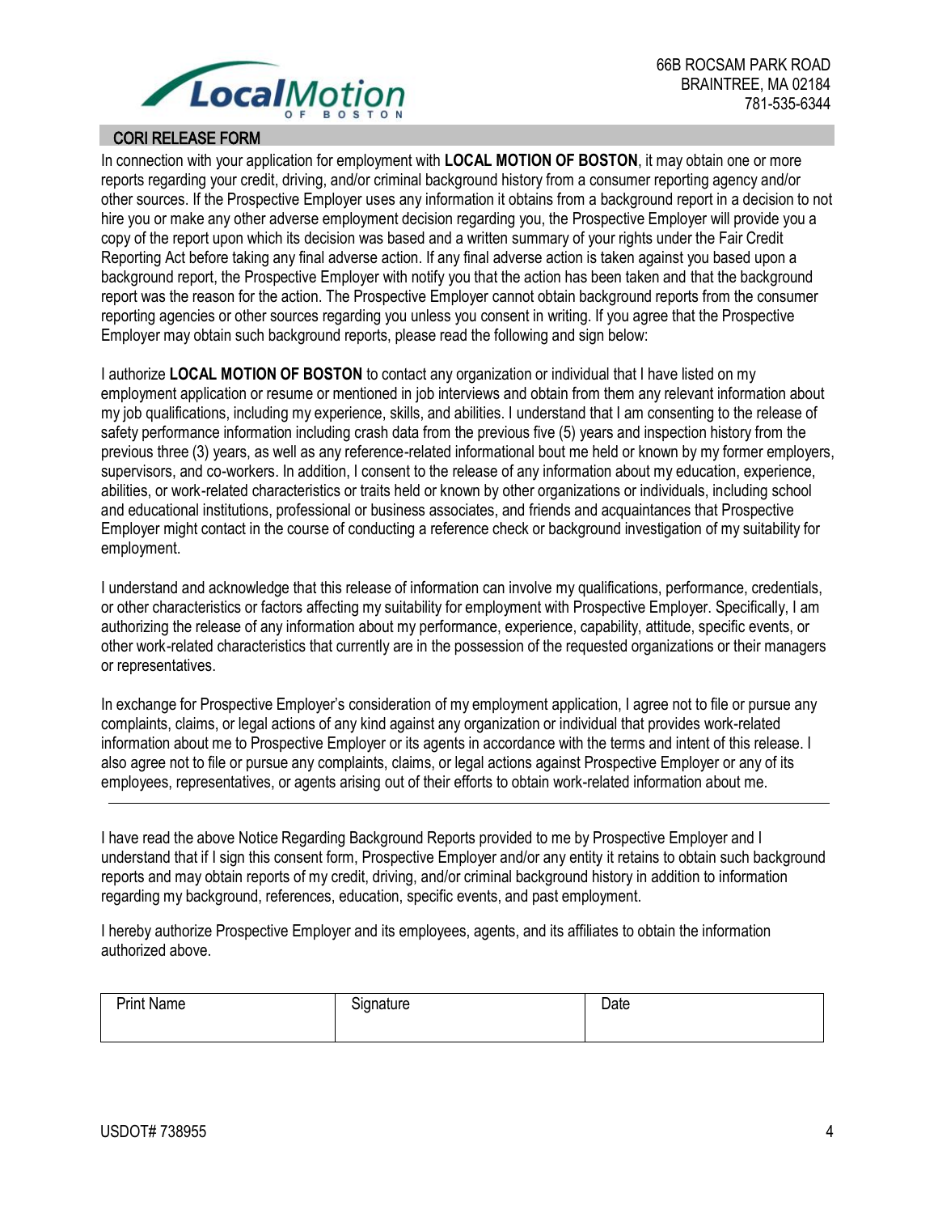LocalMotion OF BOSTON

66B ROCSAM PARK ROAD
BRAINTREE, MA 02184
781-535-6344

## CORI RELEASE FORM

In connection with your application for employment with **LOCAL MOTION OF BOSTON**, it may obtain one or more reports regarding your credit, driving, and/or criminal background history from a consumer reporting agency and/or other sources. If the Prospective Employer uses any information it obtains from a background report in a decision to not hire you or make any other adverse employment decision regarding you, the Prospective Employer will provide you a copy of the report upon which its decision was based and a written summary of your rights under the Fair Credit Reporting Act before taking any final adverse action. If any final adverse action is taken against you based upon a background report, the Prospective Employer with notify you that the action has been taken and that the background report was the reason for the action. The Prospective Employer cannot obtain background reports from the consumer reporting agencies or other sources regarding you unless you consent in writing. If you agree that the Prospective Employer may obtain such background reports, please read the following and sign below:

I authorize **LOCAL MOTION OF BOSTON** to contact any organization or individual that I have listed on my employment application or resume or mentioned in job interviews and obtain from them any relevant information about my job qualifications, including my experience, skills, and abilities. I understand that I am consenting to the release of safety performance information including crash data from the previous five (5) years and inspection history from the previous three (3) years, as well as any reference-related informational bout me held or known by my former employers, supervisors, and co-workers. In addition, I consent to the release of any information about my education, experience, abilities, or work-related characteristics or traits held or known by other organizations or individuals, including school and educational institutions, professional or business associates, and friends and acquaintances that Prospective Employer might contact in the course of conducting a reference check or background investigation of my suitability for employment.

I understand and acknowledge that this release of information can involve my qualifications, performance, credentials, or other characteristics or factors affecting my suitability for employment with Prospective Employer. Specifically, I am authorizing the release of any information about my performance, experience, capability, attitude, specific events, or other work-related characteristics that currently are in the possession of the requested organizations or their managers or representatives.

In exchange for Prospective Employer's consideration of my employment application, I agree not to file or pursue any complaints, claims, or legal actions of any kind against any organization or individual that provides work-related information about me to Prospective Employer or its agents in accordance with the terms and intent of this release. I also agree not to file or pursue any complaints, claims, or legal actions against Prospective Employer or any of its employees, representatives, or agents arising out of their efforts to obtain work-related information about me.

---

I have read the above Notice Regarding Background Reports provided to me by Prospective Employer and I understand that if I sign this consent form, Prospective Employer and/or any entity it retains to obtain such background reports and may obtain reports of my credit, driving, and/or criminal background history in addition to information regarding my background, references, education, specific events, and past employment.

I hereby authorize Prospective Employer and its employees, agents, and its affiliates to obtain the information authorized above.

| Print Name | Signature | Date |
|---|---|---|
| | | |

USDOT# 738955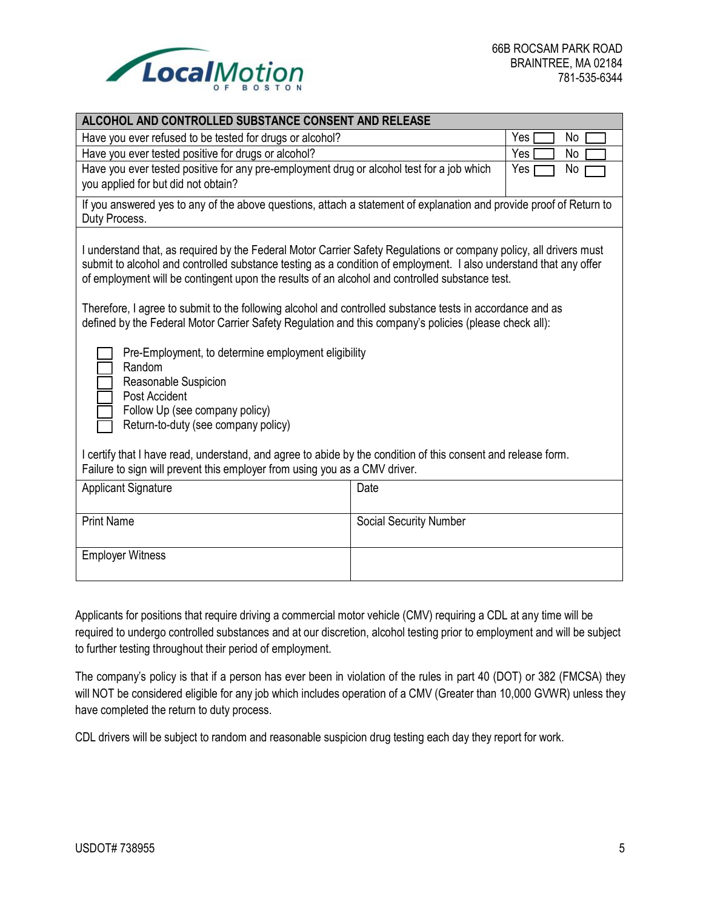LocalMotion OF BOSTON

66B ROCSAM PARK ROAD
BRAINTREE, MA 02184
781-535-6344

| ALCOHOL AND CONTROLLED SUBSTANCE CONSENT AND RELEASE | |
|---|---|
| Have you ever refused to be tested for drugs or alcohol? | Yes ☐ No ☐ |
| Have you ever tested positive for drugs or alcohol? | Yes ☐ No ☐ |
| Have you ever tested positive for any pre-employment drug or alcohol test for a job which you applied for but did not obtain? | Yes ☐ No ☐ |
| If you answered yes to any of the above questions, attach a statement of explanation and provide proof of Return to Duty Process. | |

I understand that, as required by the Federal Motor Carrier Safety Regulations or company policy, all drivers must submit to alcohol and controlled substance testing as a condition of employment. I also understand that any offer of employment will be contingent upon the results of an alcohol and controlled substance test.

Therefore, I agree to submit to the following alcohol and controlled substance tests in accordance and as defined by the Federal Motor Carrier Safety Regulation and this company's policies (please check all):

- ☐ Pre-Employment, to determine employment eligibility
- ☐ Random
- ☐ Reasonable Suspicion
- ☐ Post Accident
- ☐ Follow Up (see company policy)
- ☐ Return-to-duty (see company policy)

I certify that I have read, understand, and agree to abide by the condition of this consent and release form. Failure to sign will prevent this employer from using you as a CMV driver.

| Applicant Signature | Date |
|---|---|
| Print Name | Social Security Number |
| Employer Witness | |

Applicants for positions that require driving a commercial motor vehicle (CMV) requiring a CDL at any time will be required to undergo controlled substances and at our discretion, alcohol testing prior to employment and will be subject to further testing throughout their period of employment.

The company's policy is that if a person has ever been in violation of the rules in part 40 (DOT) or 382 (FMCSA) they will NOT be considered eligible for any job which includes operation of a CMV (Greater than 10,000 GVWR) unless they have completed the return to duty process.

CDL drivers will be subject to random and reasonable suspicion drug testing each day they report for work.

USDOT# 738955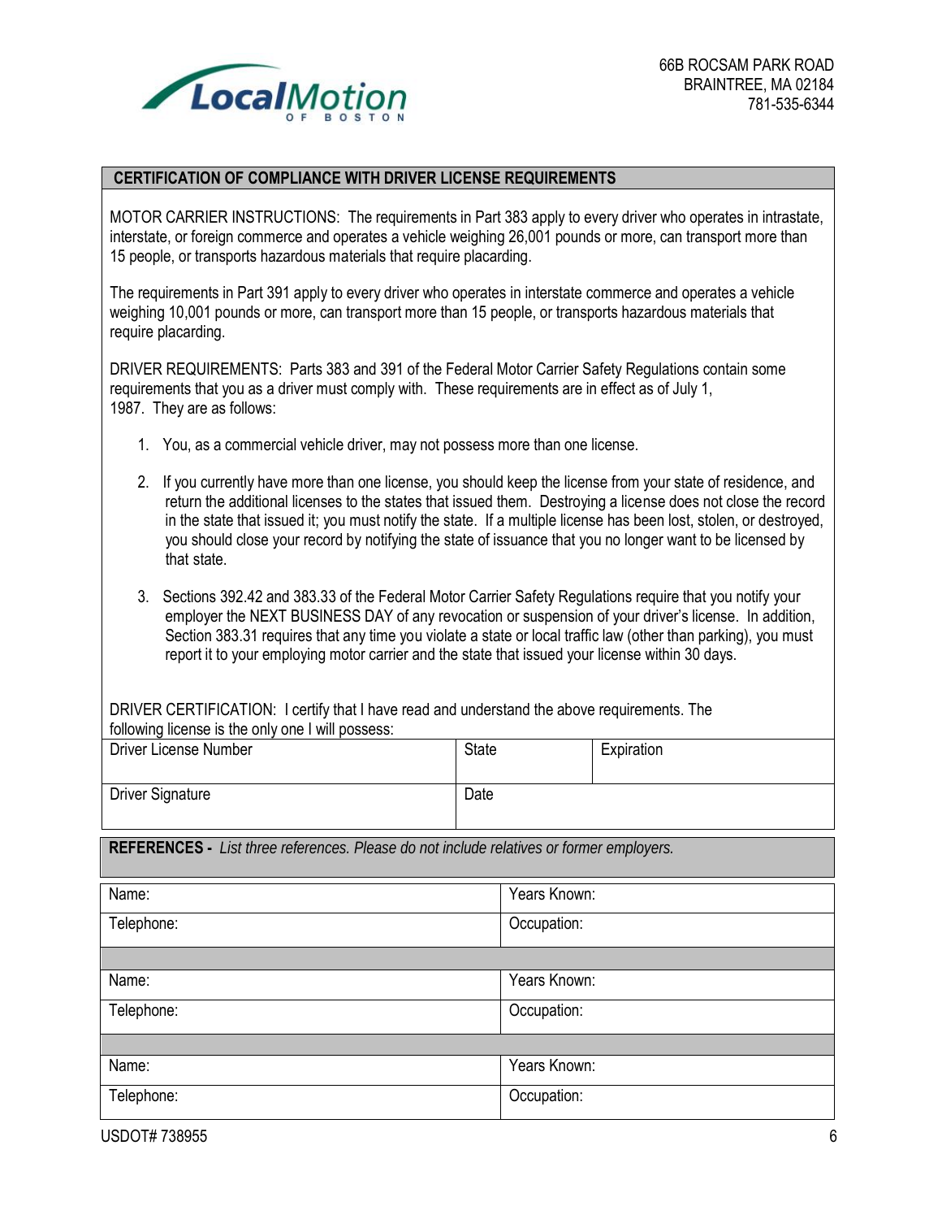LocalMotion OF BOSTON

66B ROCSAM PARK ROAD
BRAINTREE, MA 02184
781-535-6344

## CERTIFICATION OF COMPLIANCE WITH DRIVER LICENSE REQUIREMENTS

MOTOR CARRIER INSTRUCTIONS: The requirements in Part 383 apply to every driver who operates in intrastate, interstate, or foreign commerce and operates a vehicle weighing 26,001 pounds or more, can transport more than 15 people, or transports hazardous materials that require placarding.

The requirements in Part 391 apply to every driver who operates in interstate commerce and operates a vehicle weighing 10,001 pounds or more, can transport more than 15 people, or transports hazardous materials that require placarding.

DRIVER REQUIREMENTS: Parts 383 and 391 of the Federal Motor Carrier Safety Regulations contain some requirements that you as a driver must comply with. These requirements are in effect as of July 1, 1987. They are as follows:

1. You, as a commercial vehicle driver, may not possess more than one license.
2. If you currently have more than one license, you should keep the license from your state of residence, and return the additional licenses to the states that issued them. Destroying a license does not close the record in the state that issued it; you must notify the state. If a multiple license has been lost, stolen, or destroyed, you should close your record by notifying the state of issuance that you no longer want to be licensed by that state.
3. Sections 392.42 and 383.33 of the Federal Motor Carrier Safety Regulations require that you notify your employer the NEXT BUSINESS DAY of any revocation or suspension of your driver's license. In addition, Section 383.31 requires that any time you violate a state or local traffic law (other than parking), you must report it to your employing motor carrier and the state that issued your license within 30 days.

DRIVER CERTIFICATION: I certify that I have read and understand the above requirements. The following license is the only one I will possess:

| Driver License Number | State | Expiration |
|---|---|---|
| Driver Signature | Date | |

**REFERENCES -** *List three references. Please do not include relatives or former employers.*

| Name: | Years Known: |
|---|---|
| Telephone: | Occupation: |
| | |
| Name: | Years Known: |
| Telephone: | Occupation: |
| | |
| Name: | Years Known: |
| Telephone: | Occupation: |

USDOT# 738955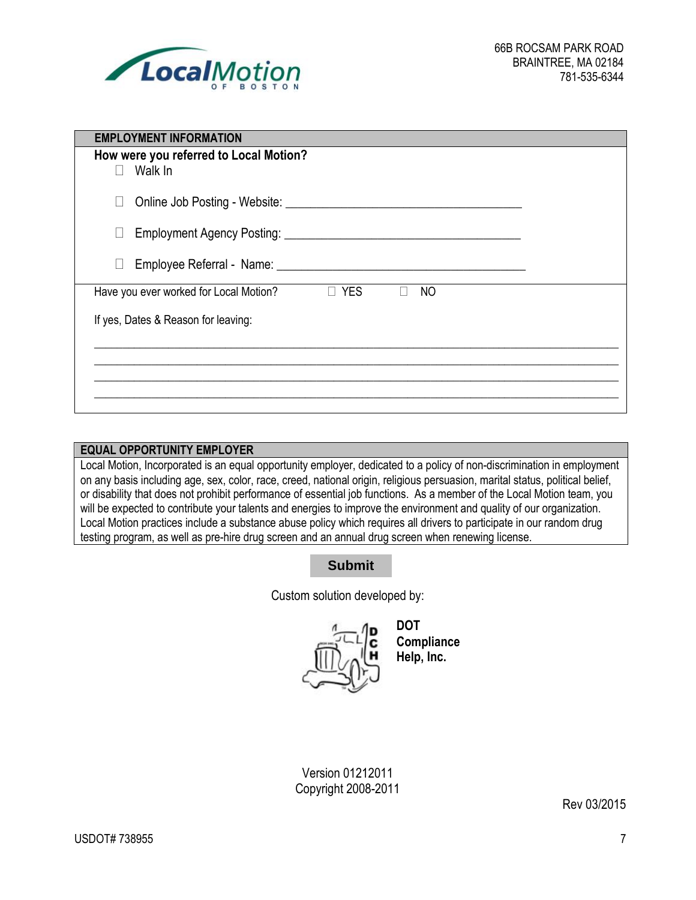LocalMotion OF BOSTON

66B ROCSAM PARK ROAD
BRAINTREE, MA 02184
781-535-6344

## EMPLOYMENT INFORMATION

**How were you referred to Local Motion?**

- ☐ Walk In
- ☐ Online Job Posting - Website: ____________________________________
- ☐ Employment Agency Posting: ____________________________________
- ☐ Employee Referral - Name: ______________________________________

Have you ever worked for Local Motion? ☐ YES ☐ NO

If yes, Dates & Reason for leaving:

________________________________________________________________________________
________________________________________________________________________________
________________________________________________________________________________
________________________________________________________________________________

## EQUAL OPPORTUNITY EMPLOYER

Local Motion, Incorporated is an equal opportunity employer, dedicated to a policy of non-discrimination in employment on any basis including age, sex, color, race, creed, national origin, religious persuasion, marital status, political belief, or disability that does not prohibit performance of essential job functions. As a member of the Local Motion team, you will be expected to contribute your talents and energies to improve the environment and quality of our organization. Local Motion practices include a substance abuse policy which requires all drivers to participate in our random drug testing program, as well as pre-hire drug screen and an annual drug screen when renewing license.

**Submit**

Custom solution developed by:

**DOT Compliance Help, Inc.**

Version 01212011
Copyright 2008-2011

Rev 03/2015

USDOT# 738955